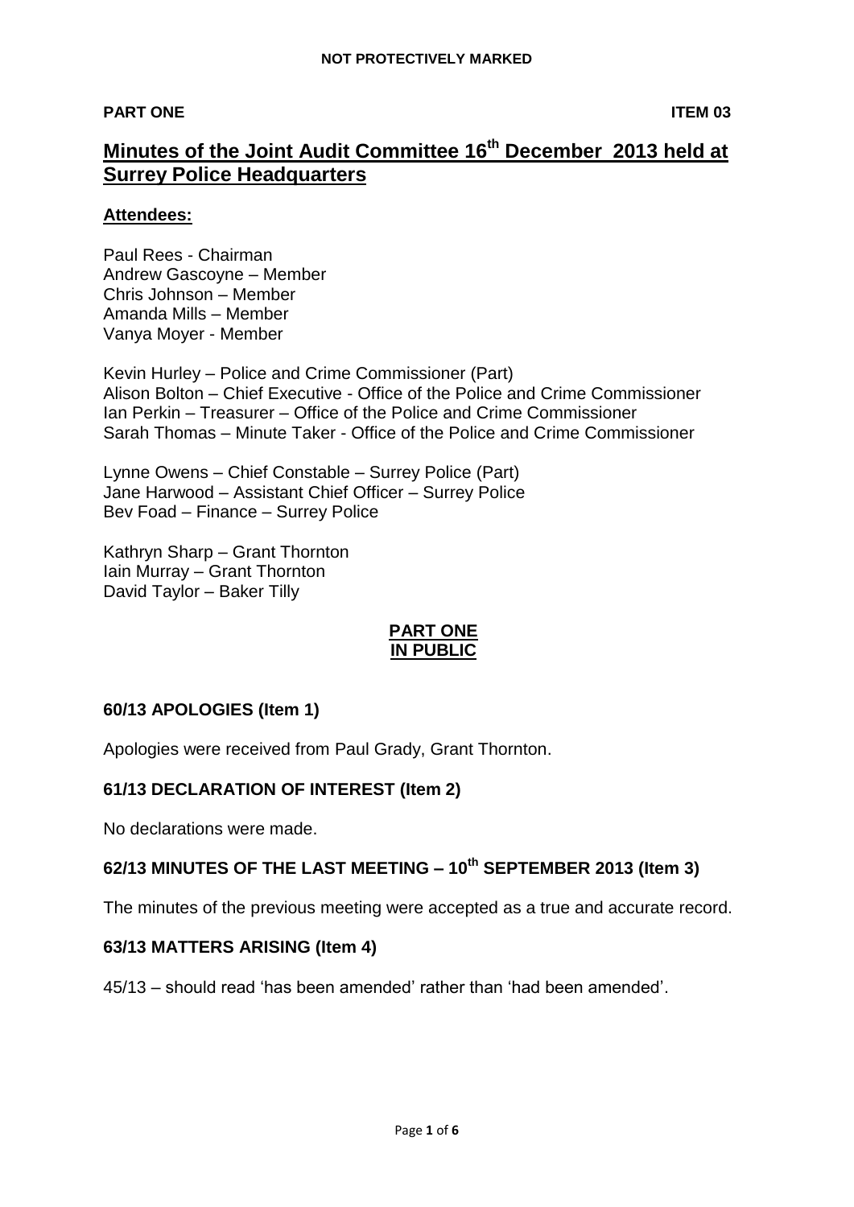**NOT PROTECTIVELY MARKED**

**PART ONE** **ITEM 03**

# Minutes of the Joint Audit Committee 16th December 2013 held at Surrey Police Headquarters

## Attendees:

Paul Rees - Chairman
Andrew Gascoyne – Member
Chris Johnson – Member
Amanda Mills – Member
Vanya Moyer - Member

Kevin Hurley – Police and Crime Commissioner (Part)
Alison Bolton – Chief Executive - Office of the Police and Crime Commissioner
Ian Perkin – Treasurer – Office of the Police and Crime Commissioner
Sarah Thomas – Minute Taker - Office of the Police and Crime Commissioner

Lynne Owens – Chief Constable – Surrey Police (Part)
Jane Harwood – Assistant Chief Officer – Surrey Police
Bev Foad – Finance – Surrey Police

Kathryn Sharp – Grant Thornton
Iain Murray – Grant Thornton
David Taylor – Baker Tilly

**PART ONE**
**IN PUBLIC**

### 60/13 APOLOGIES (Item 1)

Apologies were received from Paul Grady, Grant Thornton.

### 61/13 DECLARATION OF INTEREST (Item 2)

No declarations were made.

### 62/13 MINUTES OF THE LAST MEETING – 10th SEPTEMBER 2013 (Item 3)

The minutes of the previous meeting were accepted as a true and accurate record.

### 63/13 MATTERS ARISING (Item 4)

45/13 – should read 'has been amended' rather than 'had been amended'.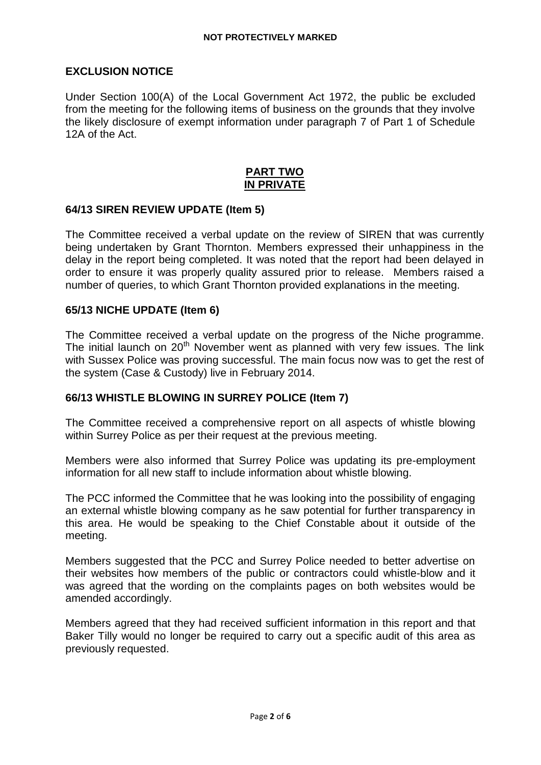## EXCLUSION NOTICE

Under Section 100(A) of the Local Government Act 1972, the public be excluded from the meeting for the following items of business on the grounds that they involve the likely disclosure of exempt information under paragraph 7 of Part 1 of Schedule 12A of the Act.

**PART TWO**
**IN PRIVATE**

### 64/13 SIREN REVIEW UPDATE (Item 5)

The Committee received a verbal update on the review of SIREN that was currently being undertaken by Grant Thornton. Members expressed their unhappiness in the delay in the report being completed. It was noted that the report had been delayed in order to ensure it was properly quality assured prior to release. Members raised a number of queries, to which Grant Thornton provided explanations in the meeting.

### 65/13 NICHE UPDATE (Item 6)

The Committee received a verbal update on the progress of the Niche programme. The initial launch on 20th November went as planned with very few issues. The link with Sussex Police was proving successful. The main focus now was to get the rest of the system (Case & Custody) live in February 2014.

### 66/13 WHISTLE BLOWING IN SURREY POLICE (Item 7)

The Committee received a comprehensive report on all aspects of whistle blowing within Surrey Police as per their request at the previous meeting.

Members were also informed that Surrey Police was updating its pre-employment information for all new staff to include information about whistle blowing.

The PCC informed the Committee that he was looking into the possibility of engaging an external whistle blowing company as he saw potential for further transparency in this area. He would be speaking to the Chief Constable about it outside of the meeting.

Members suggested that the PCC and Surrey Police needed to better advertise on their websites how members of the public or contractors could whistle-blow and it was agreed that the wording on the complaints pages on both websites would be amended accordingly.

Members agreed that they had received sufficient information in this report and that Baker Tilly would no longer be required to carry out a specific audit of this area as previously requested.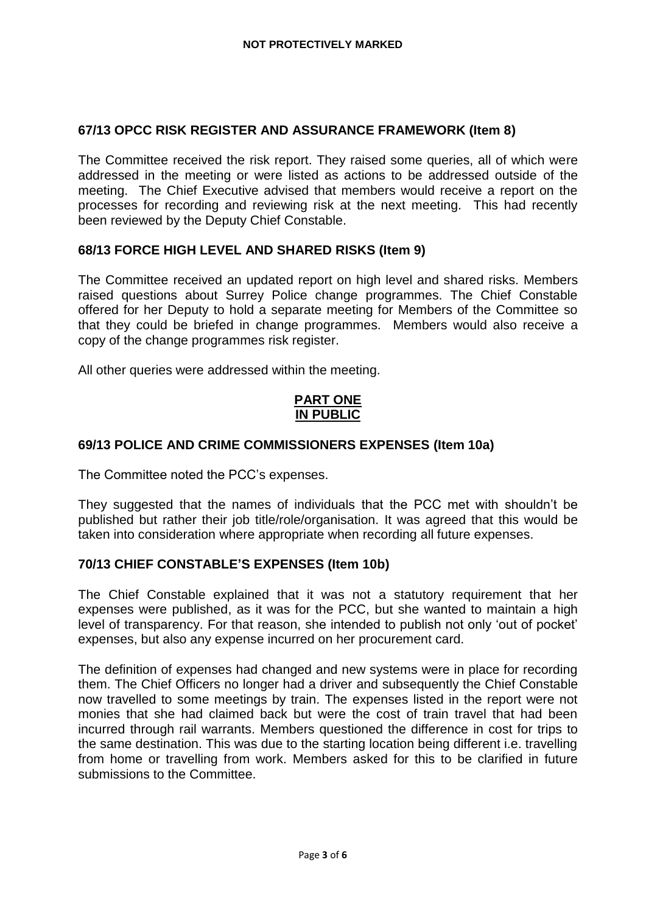**NOT PROTECTIVELY MARKED**

## 67/13 OPCC RISK REGISTER AND ASSURANCE FRAMEWORK (Item 8)

The Committee received the risk report. They raised some queries, all of which were addressed in the meeting or were listed as actions to be addressed outside of the meeting. The Chief Executive advised that members would receive a report on the processes for recording and reviewing risk at the next meeting. This had recently been reviewed by the Deputy Chief Constable.

## 68/13 FORCE HIGH LEVEL AND SHARED RISKS (Item 9)

The Committee received an updated report on high level and shared risks. Members raised questions about Surrey Police change programmes. The Chief Constable offered for her Deputy to hold a separate meeting for Members of the Committee so that they could be briefed in change programmes. Members would also receive a copy of the change programmes risk register.

All other queries were addressed within the meeting.

**PART ONE**
**IN PUBLIC**

## 69/13 POLICE AND CRIME COMMISSIONERS EXPENSES (Item 10a)

The Committee noted the PCC's expenses.

They suggested that the names of individuals that the PCC met with shouldn't be published but rather their job title/role/organisation. It was agreed that this would be taken into consideration where appropriate when recording all future expenses.

## 70/13 CHIEF CONSTABLE'S EXPENSES (Item 10b)

The Chief Constable explained that it was not a statutory requirement that her expenses were published, as it was for the PCC, but she wanted to maintain a high level of transparency. For that reason, she intended to publish not only 'out of pocket' expenses, but also any expense incurred on her procurement card.

The definition of expenses had changed and new systems were in place for recording them. The Chief Officers no longer had a driver and subsequently the Chief Constable now travelled to some meetings by train. The expenses listed in the report were not monies that she had claimed back but were the cost of train travel that had been incurred through rail warrants. Members questioned the difference in cost for trips to the same destination. This was due to the starting location being different i.e. travelling from home or travelling from work. Members asked for this to be clarified in future submissions to the Committee.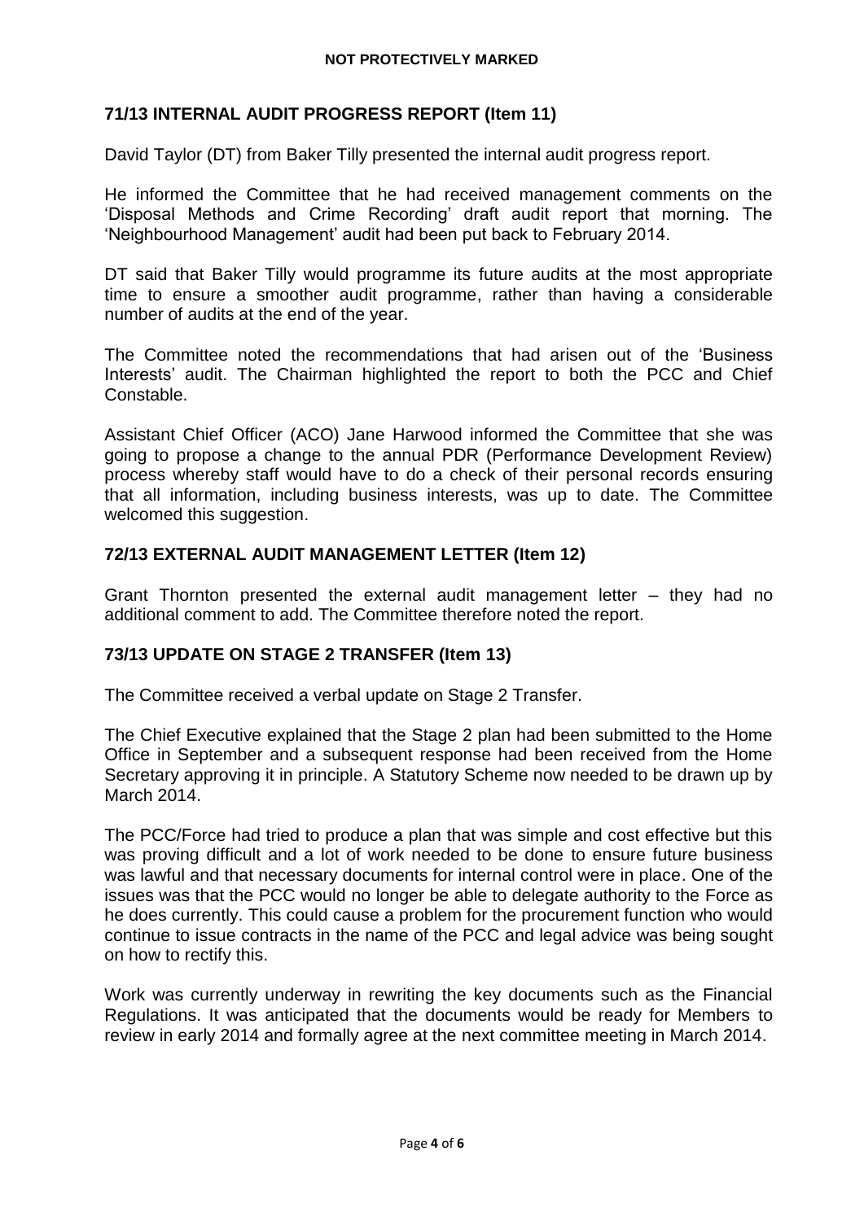## 71/13 INTERNAL AUDIT PROGRESS REPORT (Item 11)

David Taylor (DT) from Baker Tilly presented the internal audit progress report.

He informed the Committee that he had received management comments on the 'Disposal Methods and Crime Recording' draft audit report that morning. The 'Neighbourhood Management' audit had been put back to February 2014.

DT said that Baker Tilly would programme its future audits at the most appropriate time to ensure a smoother audit programme, rather than having a considerable number of audits at the end of the year.

The Committee noted the recommendations that had arisen out of the 'Business Interests' audit. The Chairman highlighted the report to both the PCC and Chief Constable.

Assistant Chief Officer (ACO) Jane Harwood informed the Committee that she was going to propose a change to the annual PDR (Performance Development Review) process whereby staff would have to do a check of their personal records ensuring that all information, including business interests, was up to date. The Committee welcomed this suggestion.

## 72/13 EXTERNAL AUDIT MANAGEMENT LETTER (Item 12)

Grant Thornton presented the external audit management letter – they had no additional comment to add. The Committee therefore noted the report.

## 73/13 UPDATE ON STAGE 2 TRANSFER (Item 13)

The Committee received a verbal update on Stage 2 Transfer.

The Chief Executive explained that the Stage 2 plan had been submitted to the Home Office in September and a subsequent response had been received from the Home Secretary approving it in principle. A Statutory Scheme now needed to be drawn up by March 2014.

The PCC/Force had tried to produce a plan that was simple and cost effective but this was proving difficult and a lot of work needed to be done to ensure future business was lawful and that necessary documents for internal control were in place. One of the issues was that the PCC would no longer be able to delegate authority to the Force as he does currently. This could cause a problem for the procurement function who would continue to issue contracts in the name of the PCC and legal advice was being sought on how to rectify this.

Work was currently underway in rewriting the key documents such as the Financial Regulations. It was anticipated that the documents would be ready for Members to review in early 2014 and formally agree at the next committee meeting in March 2014.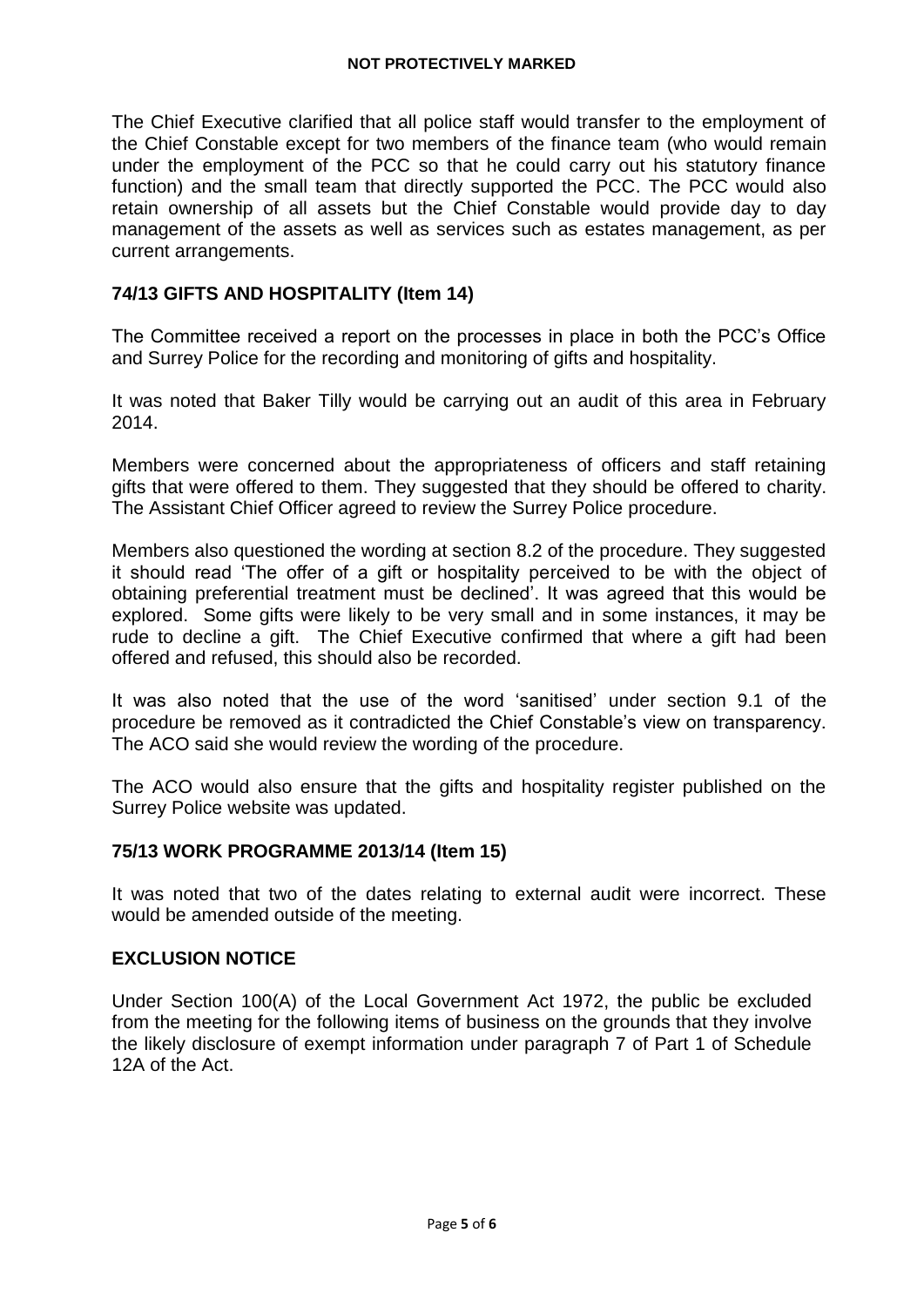The Chief Executive clarified that all police staff would transfer to the employment of the Chief Constable except for two members of the finance team (who would remain under the employment of the PCC so that he could carry out his statutory finance function) and the small team that directly supported the PCC. The PCC would also retain ownership of all assets but the Chief Constable would provide day to day management of the assets as well as services such as estates management, as per current arrangements.

## 74/13 GIFTS AND HOSPITALITY (Item 14)

The Committee received a report on the processes in place in both the PCC's Office and Surrey Police for the recording and monitoring of gifts and hospitality.

It was noted that Baker Tilly would be carrying out an audit of this area in February 2014.

Members were concerned about the appropriateness of officers and staff retaining gifts that were offered to them. They suggested that they should be offered to charity. The Assistant Chief Officer agreed to review the Surrey Police procedure.

Members also questioned the wording at section 8.2 of the procedure. They suggested it should read 'The offer of a gift or hospitality perceived to be with the object of obtaining preferential treatment must be declined'. It was agreed that this would be explored. Some gifts were likely to be very small and in some instances, it may be rude to decline a gift. The Chief Executive confirmed that where a gift had been offered and refused, this should also be recorded.

It was also noted that the use of the word 'sanitised' under section 9.1 of the procedure be removed as it contradicted the Chief Constable's view on transparency. The ACO said she would review the wording of the procedure.

The ACO would also ensure that the gifts and hospitality register published on the Surrey Police website was updated.

## 75/13 WORK PROGRAMME 2013/14 (Item 15)

It was noted that two of the dates relating to external audit were incorrect. These would be amended outside of the meeting.

## EXCLUSION NOTICE

Under Section 100(A) of the Local Government Act 1972, the public be excluded from the meeting for the following items of business on the grounds that they involve the likely disclosure of exempt information under paragraph 7 of Part 1 of Schedule 12A of the Act.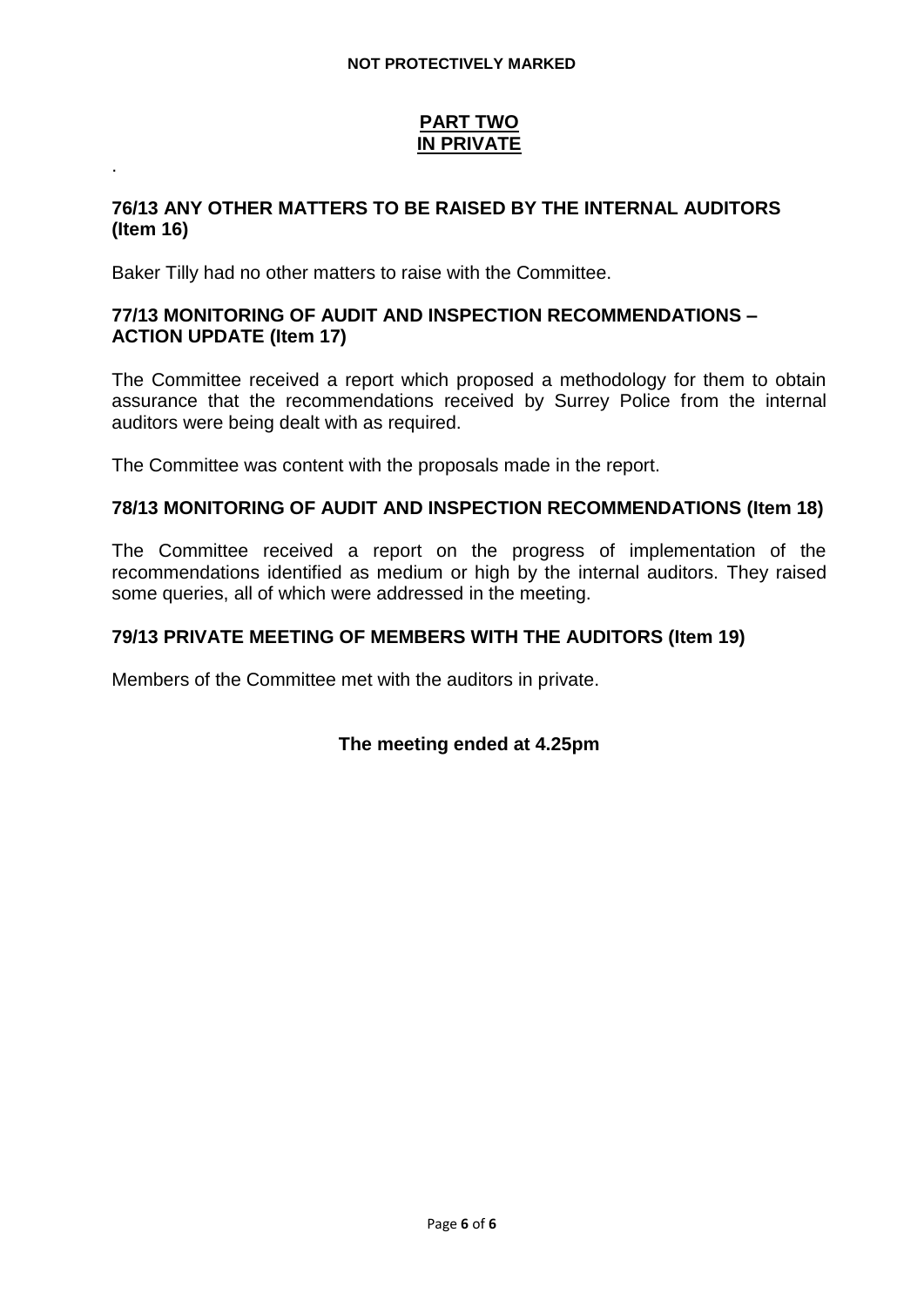**NOT PROTECTIVELY MARKED**

## PART TWO
## IN PRIVATE

.

### 76/13 ANY OTHER MATTERS TO BE RAISED BY THE INTERNAL AUDITORS (Item 16)

Baker Tilly had no other matters to raise with the Committee.

### 77/13 MONITORING OF AUDIT AND INSPECTION RECOMMENDATIONS – ACTION UPDATE (Item 17)

The Committee received a report which proposed a methodology for them to obtain assurance that the recommendations received by Surrey Police from the internal auditors were being dealt with as required.

The Committee was content with the proposals made in the report.

### 78/13 MONITORING OF AUDIT AND INSPECTION RECOMMENDATIONS (Item 18)

The Committee received a report on the progress of implementation of the recommendations identified as medium or high by the internal auditors. They raised some queries, all of which were addressed in the meeting.

### 79/13 PRIVATE MEETING OF MEMBERS WITH THE AUDITORS (Item 19)

Members of the Committee met with the auditors in private.

**The meeting ended at 4.25pm**